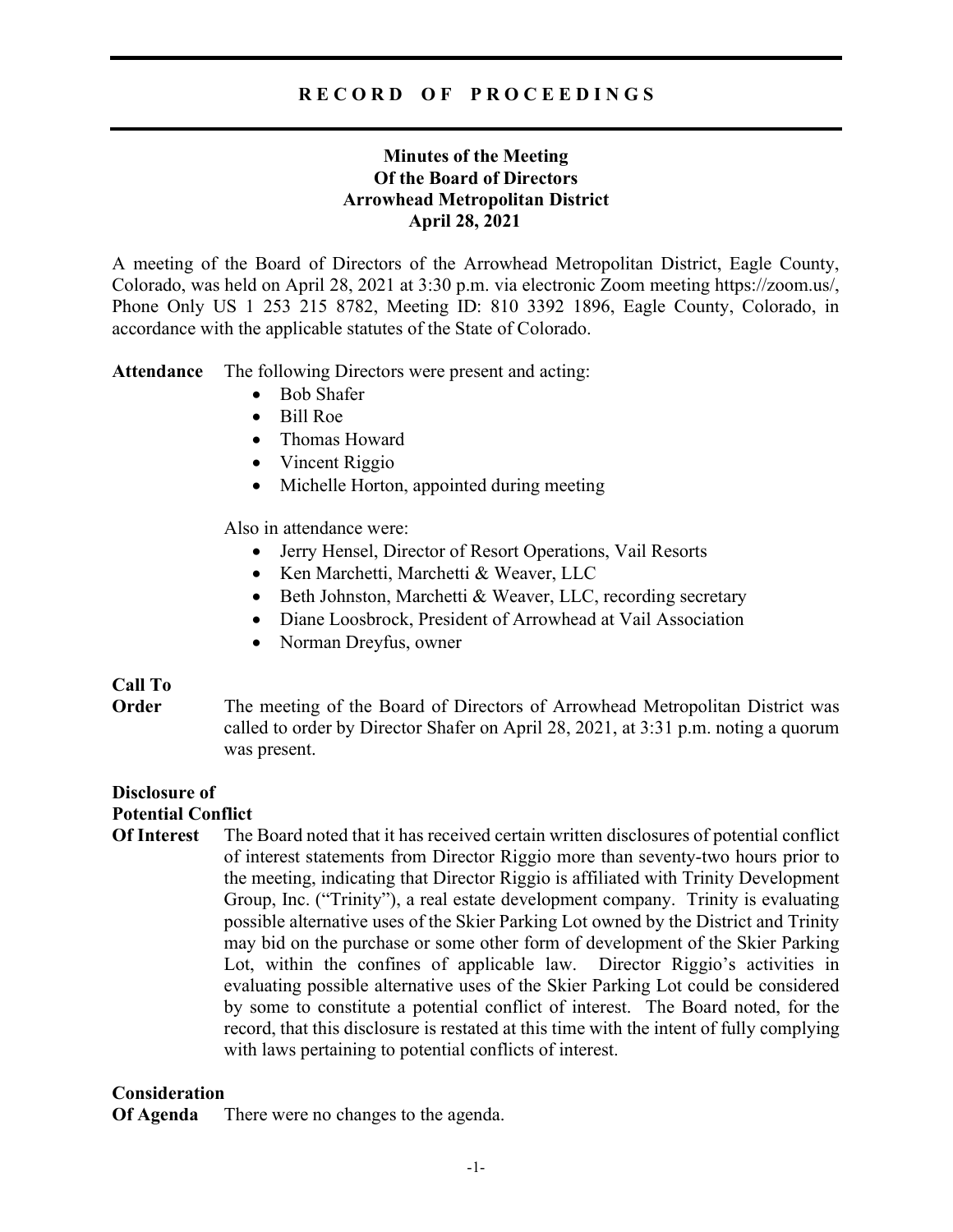# RECORD OF PROCEEDINGS

## Minutes of the Meeting Of the Board of Directors Arrowhead Metropolitan District April 28, 2021

A meeting of the Board of Directors of the Arrowhead Metropolitan District, Eagle County, Colorado, was held on April 28, 2021 at 3:30 p.m. via electronic Zoom meeting https://zoom.us/, Phone Only US 1 253 215 8782, Meeting ID: 810 3392 1896, Eagle County, Colorado, in accordance with the applicable statutes of the State of Colorado.

**Attendance** The following Directors were present and acting:

- Bob Shafer
- Bill Roe
- Thomas Howard
- Vincent Riggio
- Michelle Horton, appointed during meeting

Also in attendance were:

- Jerry Hensel, Director of Resort Operations, Vail Resorts
- Ken Marchetti, Marchetti & Weaver, LLC
- Beth Johnston, Marchetti & Weaver, LLC, recording secretary
- Diane Loosbrock, President of Arrowhead at Vail Association
- Norman Dreyfus, owner

**Call To Order** The meeting of the Board of Directors of Arrowhead Metropolitan District was called to order by Director Shafer on April 28, 2021, at 3:31 p.m. noting a quorum was present.

**Disclosure of Potential Conflict Of Interest** The Board noted that it has received certain written disclosures of potential conflict of interest statements from Director Riggio more than seventy-two hours prior to the meeting, indicating that Director Riggio is affiliated with Trinity Development Group, Inc. ("Trinity"), a real estate development company. Trinity is evaluating possible alternative uses of the Skier Parking Lot owned by the District and Trinity may bid on the purchase or some other form of development of the Skier Parking Lot, within the confines of applicable law. Director Riggio's activities in evaluating possible alternative uses of the Skier Parking Lot could be considered by some to constitute a potential conflict of interest. The Board noted, for the record, that this disclosure is restated at this time with the intent of fully complying with laws pertaining to potential conflicts of interest.

**Consideration Of Agenda** There were no changes to the agenda.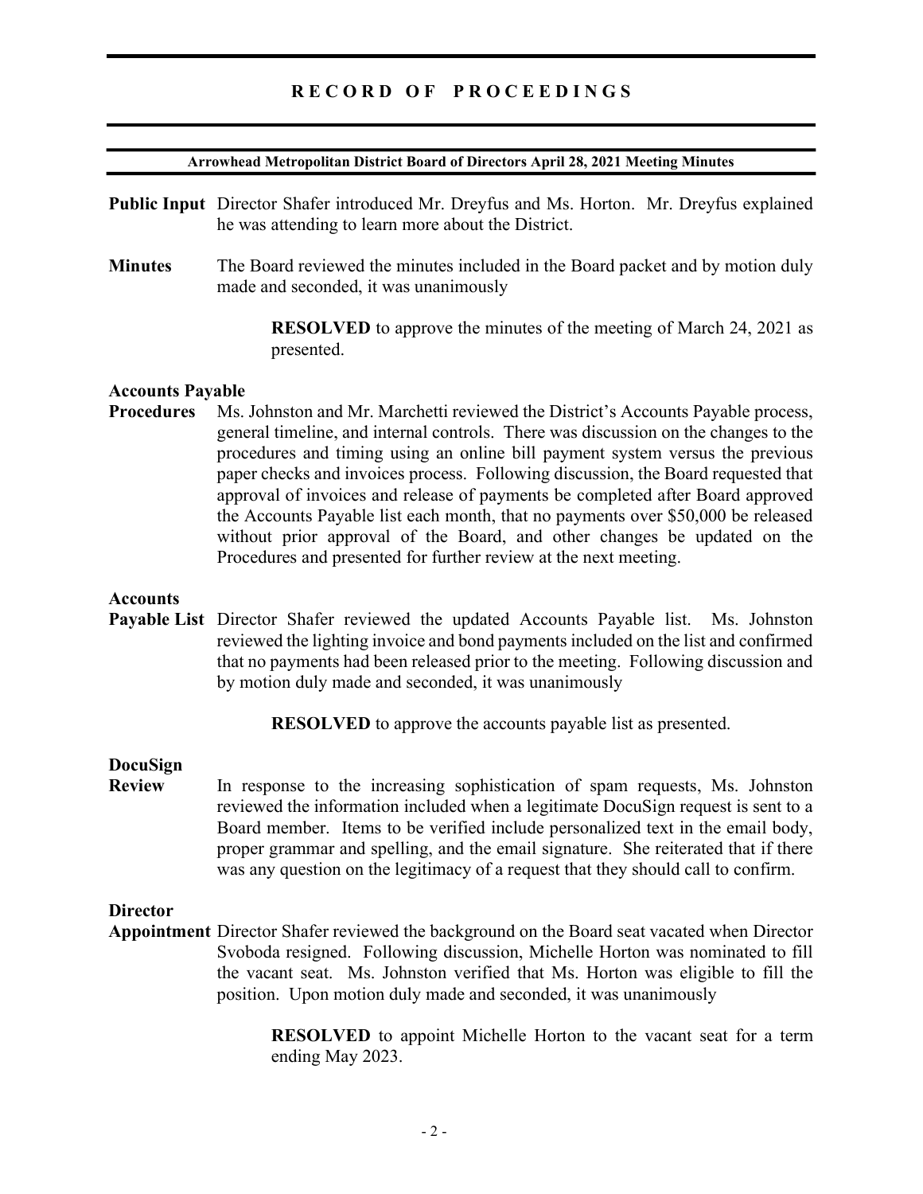**Arrowhead Metropolitan District Board of Directors April 28, 2021 Meeting Minutes**

**Public Input** Director Shafer introduced Mr. Dreyfus and Ms. Horton. Mr. Dreyfus explained he was attending to learn more about the District.

**Minutes** The Board reviewed the minutes included in the Board packet and by motion duly made and seconded, it was unanimously

> **RESOLVED** to approve the minutes of the meeting of March 24, 2021 as presented.

**Accounts Payable Procedures** Ms. Johnston and Mr. Marchetti reviewed the District's Accounts Payable process, general timeline, and internal controls. There was discussion on the changes to the procedures and timing using an online bill payment system versus the previous paper checks and invoices process. Following discussion, the Board requested that approval of invoices and release of payments be completed after Board approved the Accounts Payable list each month, that no payments over $50,000 be released without prior approval of the Board, and other changes be updated on the Procedures and presented for further review at the next meeting.

**Accounts Payable List** Director Shafer reviewed the updated Accounts Payable list. Ms. Johnston reviewed the lighting invoice and bond payments included on the list and confirmed that no payments had been released prior to the meeting. Following discussion and by motion duly made and seconded, it was unanimously

> **RESOLVED** to approve the accounts payable list as presented.

**DocuSign Review** In response to the increasing sophistication of spam requests, Ms. Johnston reviewed the information included when a legitimate DocuSign request is sent to a Board member. Items to be verified include personalized text in the email body, proper grammar and spelling, and the email signature. She reiterated that if there was any question on the legitimacy of a request that they should call to confirm.

**Director Appointment** Director Shafer reviewed the background on the Board seat vacated when Director Svoboda resigned. Following discussion, Michelle Horton was nominated to fill the vacant seat. Ms. Johnston verified that Ms. Horton was eligible to fill the position. Upon motion duly made and seconded, it was unanimously

> **RESOLVED** to appoint Michelle Horton to the vacant seat for a term ending May 2023.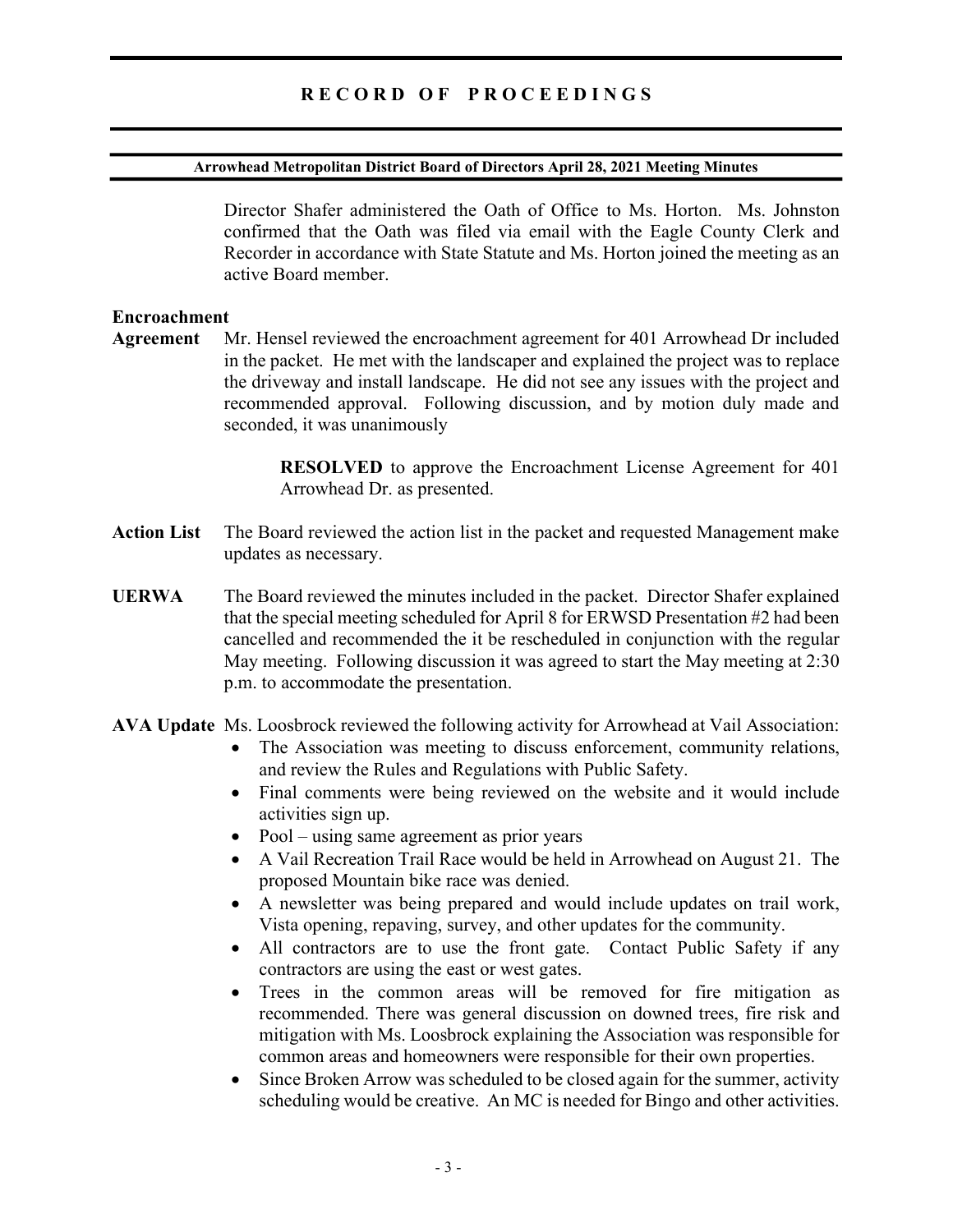Director Shafer administered the Oath of Office to Ms. Horton. Ms. Johnston confirmed that the Oath was filed via email with the Eagle County Clerk and Recorder in accordance with State Statute and Ms. Horton joined the meeting as an active Board member.

**Encroachment Agreement** Mr. Hensel reviewed the encroachment agreement for 401 Arrowhead Dr included in the packet. He met with the landscaper and explained the project was to replace the driveway and install landscape. He did not see any issues with the project and recommended approval. Following discussion, and by motion duly made and seconded, it was unanimously

> **RESOLVED** to approve the Encroachment License Agreement for 401 Arrowhead Dr. as presented.

**Action List** The Board reviewed the action list in the packet and requested Management make updates as necessary.

**UERWA** The Board reviewed the minutes included in the packet. Director Shafer explained that the special meeting scheduled for April 8 for ERWSD Presentation #2 had been cancelled and recommended the it be rescheduled in conjunction with the regular May meeting. Following discussion it was agreed to start the May meeting at 2:30 p.m. to accommodate the presentation.

**AVA Update** Ms. Loosbrock reviewed the following activity for Arrowhead at Vail Association:

- The Association was meeting to discuss enforcement, community relations, and review the Rules and Regulations with Public Safety.
- Final comments were being reviewed on the website and it would include activities sign up.
- Pool – using same agreement as prior years
- A Vail Recreation Trail Race would be held in Arrowhead on August 21. The proposed Mountain bike race was denied.
- A newsletter was being prepared and would include updates on trail work, Vista opening, repaving, survey, and other updates for the community.
- All contractors are to use the front gate. Contact Public Safety if any contractors are using the east or west gates.
- Trees in the common areas will be removed for fire mitigation as recommended. There was general discussion on downed trees, fire risk and mitigation with Ms. Loosbrock explaining the Association was responsible for common areas and homeowners were responsible for their own properties.
- Since Broken Arrow was scheduled to be closed again for the summer, activity scheduling would be creative. An MC is needed for Bingo and other activities.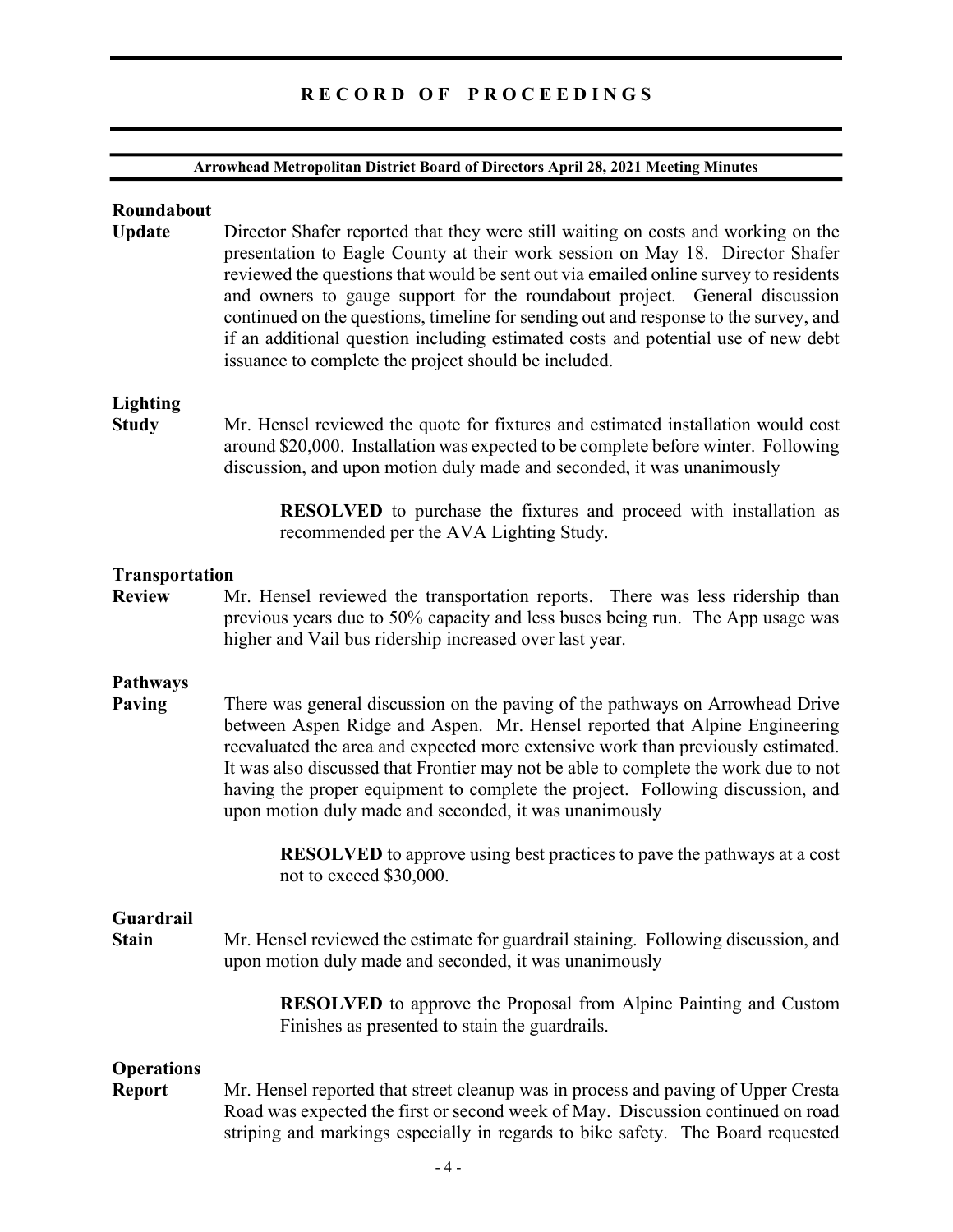**Roundabout Update**

Director Shafer reported that they were still waiting on costs and working on the presentation to Eagle County at their work session on May 18. Director Shafer reviewed the questions that would be sent out via emailed online survey to residents and owners to gauge support for the roundabout project. General discussion continued on the questions, timeline for sending out and response to the survey, and if an additional question including estimated costs and potential use of new debt issuance to complete the project should be included.

**Lighting Study**

Mr. Hensel reviewed the quote for fixtures and estimated installation would cost around $20,000. Installation was expected to be complete before winter. Following discussion, and upon motion duly made and seconded, it was unanimously

> **RESOLVED** to purchase the fixtures and proceed with installation as recommended per the AVA Lighting Study.

**Transportation Review**

Mr. Hensel reviewed the transportation reports. There was less ridership than previous years due to 50% capacity and less buses being run. The App usage was higher and Vail bus ridership increased over last year.

**Pathways Paving**

There was general discussion on the paving of the pathways on Arrowhead Drive between Aspen Ridge and Aspen. Mr. Hensel reported that Alpine Engineering reevaluated the area and expected more extensive work than previously estimated. It was also discussed that Frontier may not be able to complete the work due to not having the proper equipment to complete the project. Following discussion, and upon motion duly made and seconded, it was unanimously

> **RESOLVED** to approve using best practices to pave the pathways at a cost not to exceed $30,000.

**Guardrail Stain**

Mr. Hensel reviewed the estimate for guardrail staining. Following discussion, and upon motion duly made and seconded, it was unanimously

> **RESOLVED** to approve the Proposal from Alpine Painting and Custom Finishes as presented to stain the guardrails.

**Operations Report**

Mr. Hensel reported that street cleanup was in process and paving of Upper Cresta Road was expected the first or second week of May. Discussion continued on road striping and markings especially in regards to bike safety. The Board requested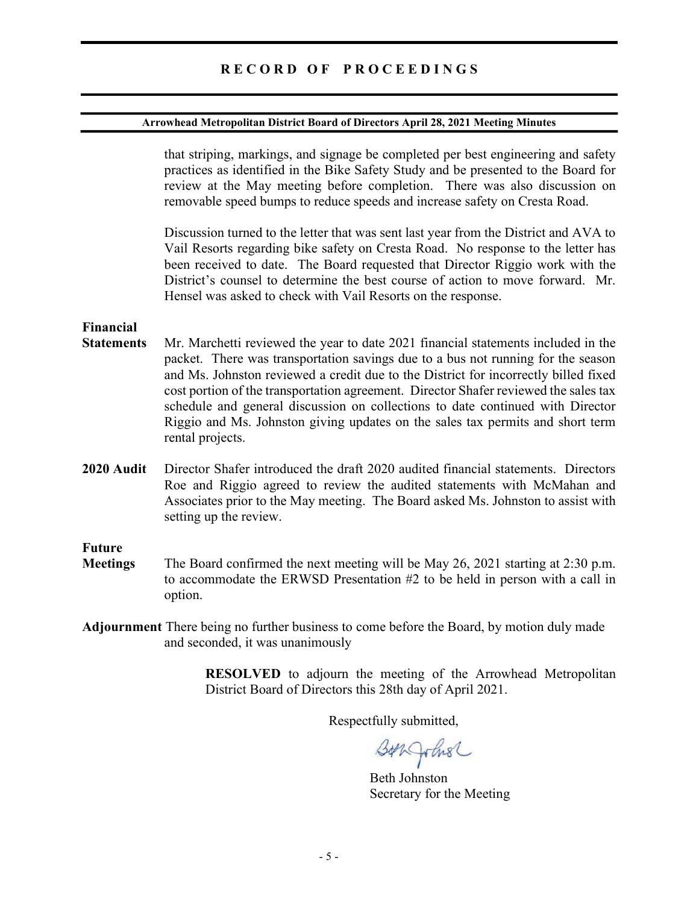that striping, markings, and signage be completed per best engineering and safety practices as identified in the Bike Safety Study and be presented to the Board for review at the May meeting before completion. There was also discussion on removable speed bumps to reduce speeds and increase safety on Cresta Road.

Discussion turned to the letter that was sent last year from the District and AVA to Vail Resorts regarding bike safety on Cresta Road. No response to the letter has been received to date. The Board requested that Director Riggio work with the District's counsel to determine the best course of action to move forward. Mr. Hensel was asked to check with Vail Resorts on the response.

**Financial Statements** Mr. Marchetti reviewed the year to date 2021 financial statements included in the packet. There was transportation savings due to a bus not running for the season and Ms. Johnston reviewed a credit due to the District for incorrectly billed fixed cost portion of the transportation agreement. Director Shafer reviewed the sales tax schedule and general discussion on collections to date continued with Director Riggio and Ms. Johnston giving updates on the sales tax permits and short term rental projects.

**2020 Audit** Director Shafer introduced the draft 2020 audited financial statements. Directors Roe and Riggio agreed to review the audited statements with McMahan and Associates prior to the May meeting. The Board asked Ms. Johnston to assist with setting up the review.

**Future Meetings** The Board confirmed the next meeting will be May 26, 2021 starting at 2:30 p.m. to accommodate the ERWSD Presentation #2 to be held in person with a call in option.

**Adjournment** There being no further business to come before the Board, by motion duly made and seconded, it was unanimously

> **RESOLVED** to adjourn the meeting of the Arrowhead Metropolitan District Board of Directors this 28th day of April 2021.

Respectfully submitted,

Beth Johnston
Secretary for the Meeting